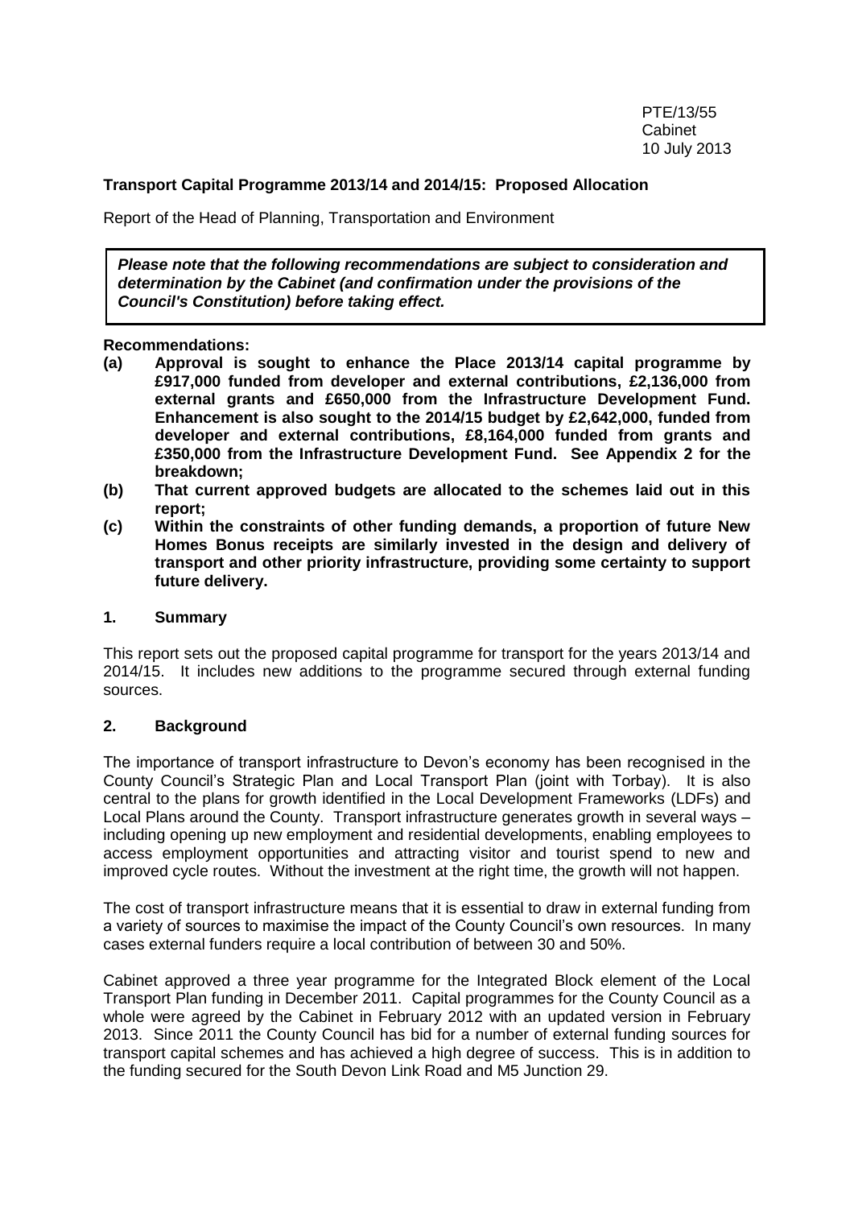PTE/13/55
Cabinet
10 July 2013

**Transport Capital Programme 2013/14 and 2014/15: Proposed Allocation**

Report of the Head of Planning, Transportation and Environment

> ***Please note that the following recommendations are subject to consideration and determination by the Cabinet (and confirmation under the provisions of the Council's Constitution) before taking effect.***

**Recommendations:**

**(a) Approval is sought to enhance the Place 2013/14 capital programme by £917,000 funded from developer and external contributions, £2,136,000 from external grants and £650,000 from the Infrastructure Development Fund. Enhancement is also sought to the 2014/15 budget by £2,642,000, funded from developer and external contributions, £8,164,000 funded from grants and £350,000 from the Infrastructure Development Fund. See Appendix 2 for the breakdown;**

**(b) That current approved budgets are allocated to the schemes laid out in this report;**

**(c) Within the constraints of other funding demands, a proportion of future New Homes Bonus receipts are similarly invested in the design and delivery of transport and other priority infrastructure, providing some certainty to support future delivery.**

## 1. Summary

This report sets out the proposed capital programme for transport for the years 2013/14 and 2014/15. It includes new additions to the programme secured through external funding sources.

## 2. Background

The importance of transport infrastructure to Devon's economy has been recognised in the County Council's Strategic Plan and Local Transport Plan (joint with Torbay). It is also central to the plans for growth identified in the Local Development Frameworks (LDFs) and Local Plans around the County. Transport infrastructure generates growth in several ways – including opening up new employment and residential developments, enabling employees to access employment opportunities and attracting visitor and tourist spend to new and improved cycle routes. Without the investment at the right time, the growth will not happen.

The cost of transport infrastructure means that it is essential to draw in external funding from a variety of sources to maximise the impact of the County Council's own resources. In many cases external funders require a local contribution of between 30 and 50%.

Cabinet approved a three year programme for the Integrated Block element of the Local Transport Plan funding in December 2011. Capital programmes for the County Council as a whole were agreed by the Cabinet in February 2012 with an updated version in February 2013. Since 2011 the County Council has bid for a number of external funding sources for transport capital schemes and has achieved a high degree of success. This is in addition to the funding secured for the South Devon Link Road and M5 Junction 29.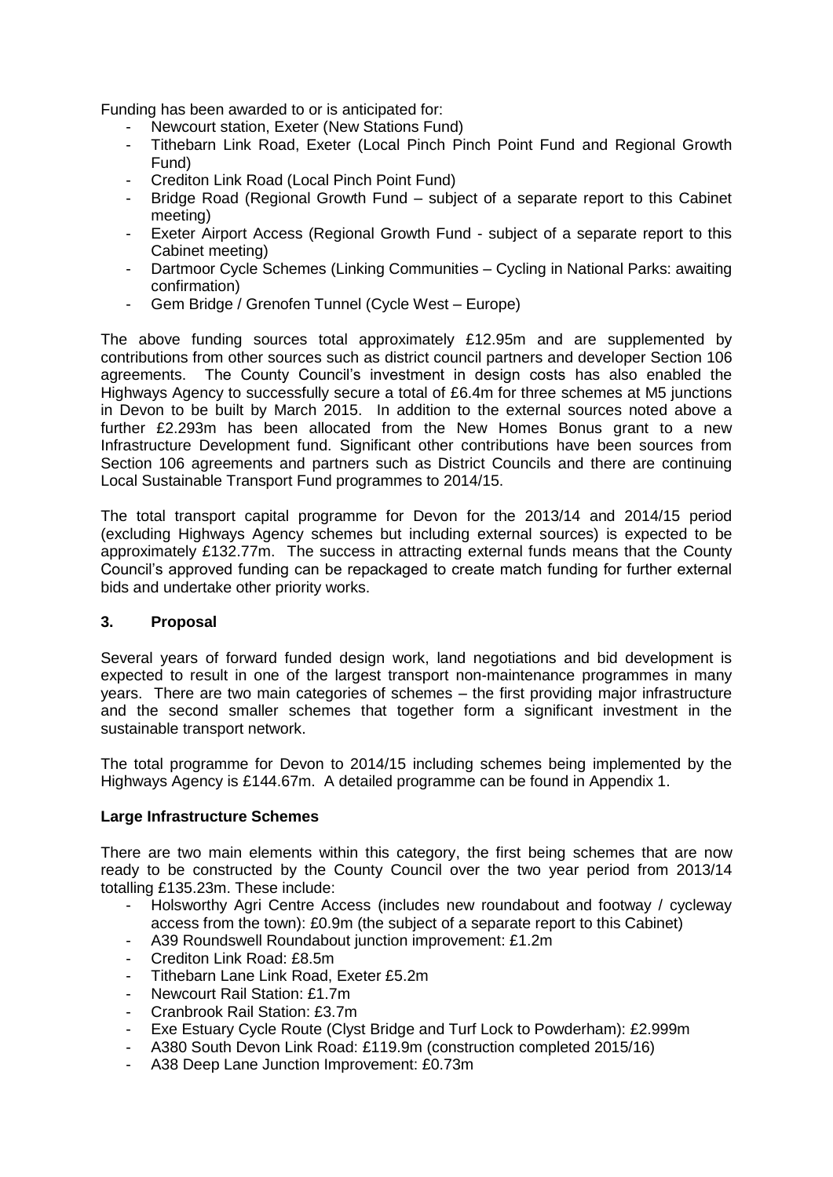Funding has been awarded to or is anticipated for:

- Newcourt station, Exeter (New Stations Fund)
- Tithebarn Link Road, Exeter (Local Pinch Pinch Point Fund and Regional Growth Fund)
- Crediton Link Road (Local Pinch Point Fund)
- Bridge Road (Regional Growth Fund – subject of a separate report to this Cabinet meeting)
- Exeter Airport Access (Regional Growth Fund - subject of a separate report to this Cabinet meeting)
- Dartmoor Cycle Schemes (Linking Communities – Cycling in National Parks: awaiting confirmation)
- Gem Bridge / Grenofen Tunnel (Cycle West – Europe)

The above funding sources total approximately £12.95m and are supplemented by contributions from other sources such as district council partners and developer Section 106 agreements. The County Council's investment in design costs has also enabled the Highways Agency to successfully secure a total of £6.4m for three schemes at M5 junctions in Devon to be built by March 2015. In addition to the external sources noted above a further £2.293m has been allocated from the New Homes Bonus grant to a new Infrastructure Development fund. Significant other contributions have been sources from Section 106 agreements and partners such as District Councils and there are continuing Local Sustainable Transport Fund programmes to 2014/15.

The total transport capital programme for Devon for the 2013/14 and 2014/15 period (excluding Highways Agency schemes but including external sources) is expected to be approximately £132.77m. The success in attracting external funds means that the County Council's approved funding can be repackaged to create match funding for further external bids and undertake other priority works.

## 3. Proposal

Several years of forward funded design work, land negotiations and bid development is expected to result in one of the largest transport non-maintenance programmes in many years. There are two main categories of schemes – the first providing major infrastructure and the second smaller schemes that together form a significant investment in the sustainable transport network.

The total programme for Devon to 2014/15 including schemes being implemented by the Highways Agency is £144.67m. A detailed programme can be found in Appendix 1.

**Large Infrastructure Schemes**

There are two main elements within this category, the first being schemes that are now ready to be constructed by the County Council over the two year period from 2013/14 totalling £135.23m. These include:

- Holsworthy Agri Centre Access (includes new roundabout and footway / cycleway access from the town): £0.9m (the subject of a separate report to this Cabinet)
- A39 Roundswell Roundabout junction improvement: £1.2m
- Crediton Link Road: £8.5m
- Tithebarn Lane Link Road, Exeter £5.2m
- Newcourt Rail Station: £1.7m
- Cranbrook Rail Station: £3.7m
- Exe Estuary Cycle Route (Clyst Bridge and Turf Lock to Powderham): £2.999m
- A380 South Devon Link Road: £119.9m (construction completed 2015/16)
- A38 Deep Lane Junction Improvement: £0.73m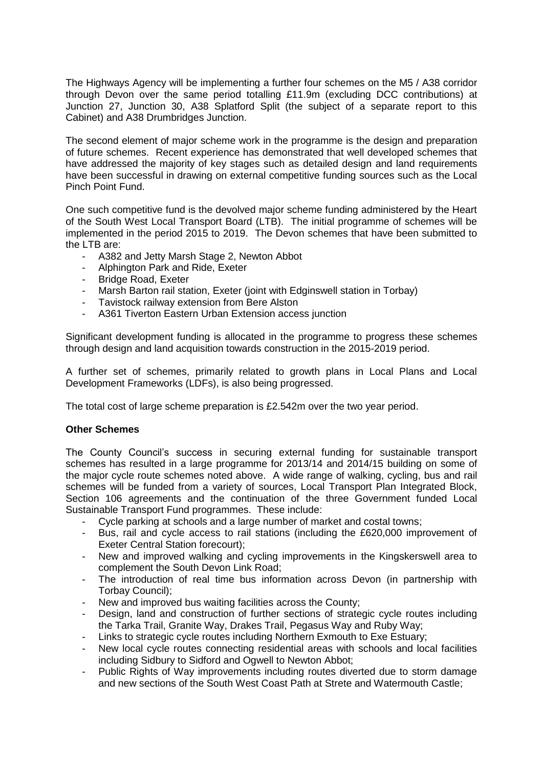The Highways Agency will be implementing a further four schemes on the M5 / A38 corridor through Devon over the same period totalling £11.9m (excluding DCC contributions) at Junction 27, Junction 30, A38 Splatford Split (the subject of a separate report to this Cabinet) and A38 Drumbridges Junction.

The second element of major scheme work in the programme is the design and preparation of future schemes. Recent experience has demonstrated that well developed schemes that have addressed the majority of key stages such as detailed design and land requirements have been successful in drawing on external competitive funding sources such as the Local Pinch Point Fund.

One such competitive fund is the devolved major scheme funding administered by the Heart of the South West Local Transport Board (LTB). The initial programme of schemes will be implemented in the period 2015 to 2019. The Devon schemes that have been submitted to the LTB are:

- A382 and Jetty Marsh Stage 2, Newton Abbot
- Alphington Park and Ride, Exeter
- Bridge Road, Exeter
- Marsh Barton rail station, Exeter (joint with Edginswell station in Torbay)
- Tavistock railway extension from Bere Alston
- A361 Tiverton Eastern Urban Extension access junction

Significant development funding is allocated in the programme to progress these schemes through design and land acquisition towards construction in the 2015-2019 period.

A further set of schemes, primarily related to growth plans in Local Plans and Local Development Frameworks (LDFs), is also being progressed.

The total cost of large scheme preparation is £2.542m over the two year period.

**Other Schemes**

The County Council's success in securing external funding for sustainable transport schemes has resulted in a large programme for 2013/14 and 2014/15 building on some of the major cycle route schemes noted above. A wide range of walking, cycling, bus and rail schemes will be funded from a variety of sources, Local Transport Plan Integrated Block, Section 106 agreements and the continuation of the three Government funded Local Sustainable Transport Fund programmes. These include:

- Cycle parking at schools and a large number of market and costal towns;
- Bus, rail and cycle access to rail stations (including the £620,000 improvement of Exeter Central Station forecourt);
- New and improved walking and cycling improvements in the Kingskerswell area to complement the South Devon Link Road;
- The introduction of real time bus information across Devon (in partnership with Torbay Council);
- New and improved bus waiting facilities across the County;
- Design, land and construction of further sections of strategic cycle routes including the Tarka Trail, Granite Way, Drakes Trail, Pegasus Way and Ruby Way;
- Links to strategic cycle routes including Northern Exmouth to Exe Estuary;
- New local cycle routes connecting residential areas with schools and local facilities including Sidbury to Sidford and Ogwell to Newton Abbot;
- Public Rights of Way improvements including routes diverted due to storm damage and new sections of the South West Coast Path at Strete and Watermouth Castle;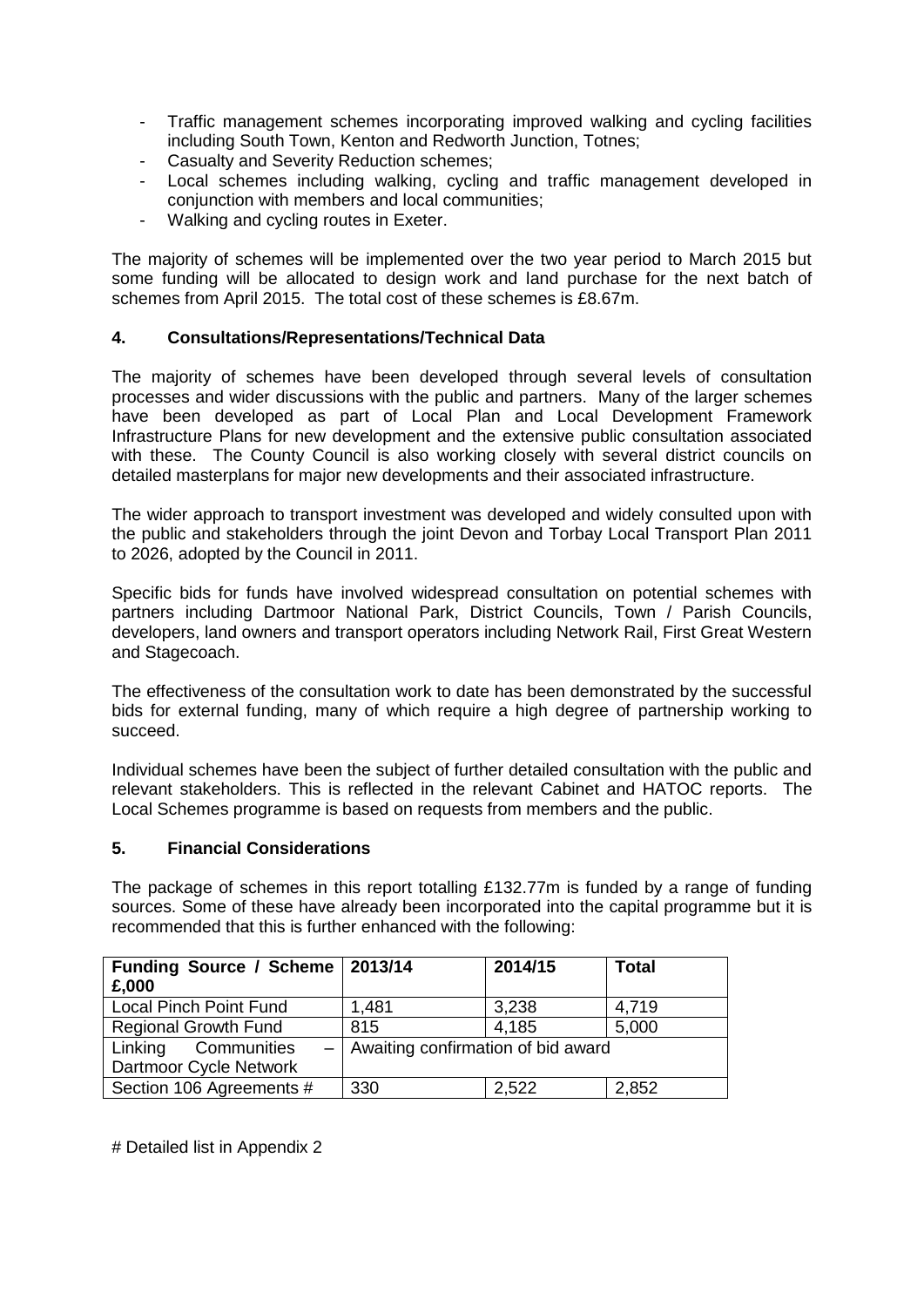- Traffic management schemes incorporating improved walking and cycling facilities including South Town, Kenton and Redworth Junction, Totnes;
- Casualty and Severity Reduction schemes;
- Local schemes including walking, cycling and traffic management developed in conjunction with members and local communities;
- Walking and cycling routes in Exeter.

The majority of schemes will be implemented over the two year period to March 2015 but some funding will be allocated to design work and land purchase for the next batch of schemes from April 2015. The total cost of these schemes is £8.67m.

## 4. Consultations/Representations/Technical Data

The majority of schemes have been developed through several levels of consultation processes and wider discussions with the public and partners. Many of the larger schemes have been developed as part of Local Plan and Local Development Framework Infrastructure Plans for new development and the extensive public consultation associated with these. The County Council is also working closely with several district councils on detailed masterplans for major new developments and their associated infrastructure.

The wider approach to transport investment was developed and widely consulted upon with the public and stakeholders through the joint Devon and Torbay Local Transport Plan 2011 to 2026, adopted by the Council in 2011.

Specific bids for funds have involved widespread consultation on potential schemes with partners including Dartmoor National Park, District Councils, Town / Parish Councils, developers, land owners and transport operators including Network Rail, First Great Western and Stagecoach.

The effectiveness of the consultation work to date has been demonstrated by the successful bids for external funding, many of which require a high degree of partnership working to succeed.

Individual schemes have been the subject of further detailed consultation with the public and relevant stakeholders. This is reflected in the relevant Cabinet and HATOC reports. The Local Schemes programme is based on requests from members and the public.

## 5. Financial Considerations

The package of schemes in this report totalling £132.77m is funded by a range of funding sources. Some of these have already been incorporated into the capital programme but it is recommended that this is further enhanced with the following:

| Funding Source / Scheme £,000 | 2013/14 | 2014/15 | Total |
|---|---|---|---|
| Local Pinch Point Fund | 1,481 | 3,238 | 4,719 |
| Regional Growth Fund | 815 | 4,185 | 5,000 |
| Linking Communities – Dartmoor Cycle Network | Awaiting confirmation of bid award | | |
| Section 106 Agreements # | 330 | 2,522 | 2,852 |

# Detailed list in Appendix 2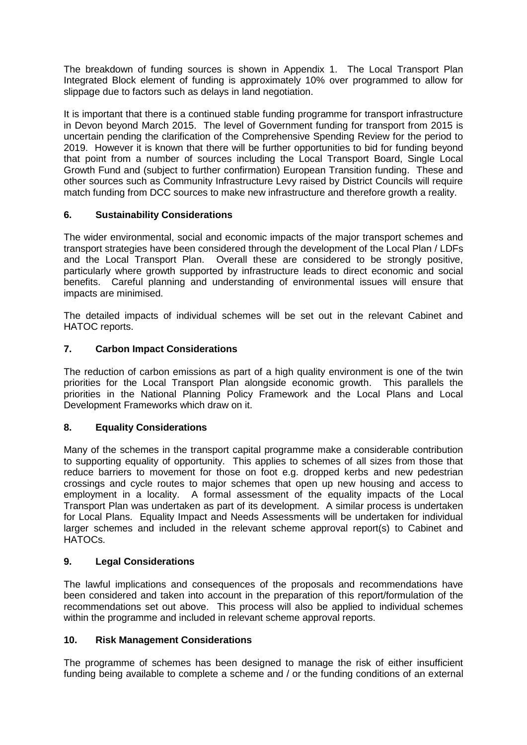The breakdown of funding sources is shown in Appendix 1. The Local Transport Plan Integrated Block element of funding is approximately 10% over programmed to allow for slippage due to factors such as delays in land negotiation.

It is important that there is a continued stable funding programme for transport infrastructure in Devon beyond March 2015. The level of Government funding for transport from 2015 is uncertain pending the clarification of the Comprehensive Spending Review for the period to 2019. However it is known that there will be further opportunities to bid for funding beyond that point from a number of sources including the Local Transport Board, Single Local Growth Fund and (subject to further confirmation) European Transition funding. These and other sources such as Community Infrastructure Levy raised by District Councils will require match funding from DCC sources to make new infrastructure and therefore growth a reality.

## 6. Sustainability Considerations

The wider environmental, social and economic impacts of the major transport schemes and transport strategies have been considered through the development of the Local Plan / LDFs and the Local Transport Plan. Overall these are considered to be strongly positive, particularly where growth supported by infrastructure leads to direct economic and social benefits. Careful planning and understanding of environmental issues will ensure that impacts are minimised.

The detailed impacts of individual schemes will be set out in the relevant Cabinet and HATOC reports.

## 7. Carbon Impact Considerations

The reduction of carbon emissions as part of a high quality environment is one of the twin priorities for the Local Transport Plan alongside economic growth. This parallels the priorities in the National Planning Policy Framework and the Local Plans and Local Development Frameworks which draw on it.

## 8. Equality Considerations

Many of the schemes in the transport capital programme make a considerable contribution to supporting equality of opportunity. This applies to schemes of all sizes from those that reduce barriers to movement for those on foot e.g. dropped kerbs and new pedestrian crossings and cycle routes to major schemes that open up new housing and access to employment in a locality. A formal assessment of the equality impacts of the Local Transport Plan was undertaken as part of its development. A similar process is undertaken for Local Plans. Equality Impact and Needs Assessments will be undertaken for individual larger schemes and included in the relevant scheme approval report(s) to Cabinet and HATOCs.

## 9. Legal Considerations

The lawful implications and consequences of the proposals and recommendations have been considered and taken into account in the preparation of this report/formulation of the recommendations set out above. This process will also be applied to individual schemes within the programme and included in relevant scheme approval reports.

## 10. Risk Management Considerations

The programme of schemes has been designed to manage the risk of either insufficient funding being available to complete a scheme and / or the funding conditions of an external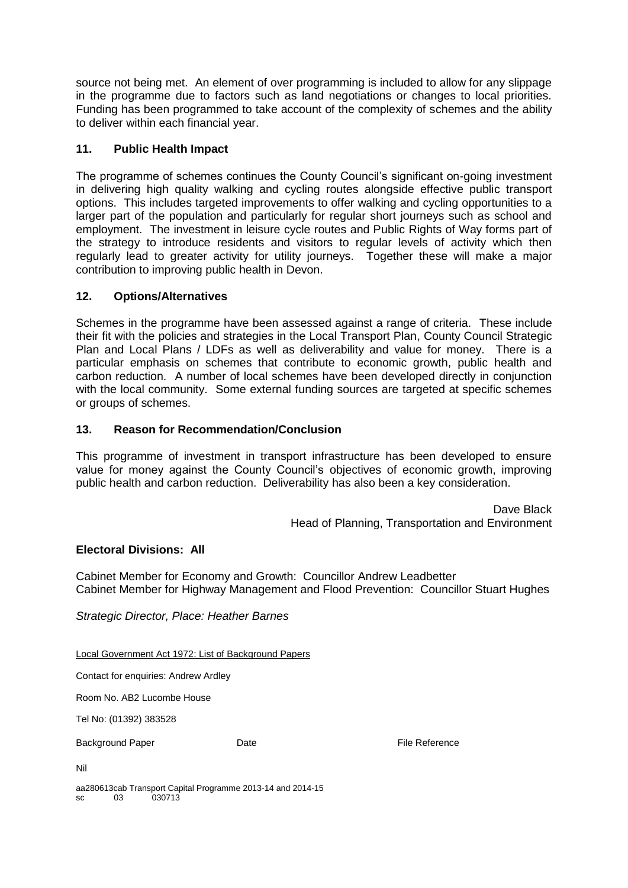source not being met. An element of over programming is included to allow for any slippage in the programme due to factors such as land negotiations or changes to local priorities. Funding has been programmed to take account of the complexity of schemes and the ability to deliver within each financial year.

## 11. Public Health Impact

The programme of schemes continues the County Council's significant on-going investment in delivering high quality walking and cycling routes alongside effective public transport options. This includes targeted improvements to offer walking and cycling opportunities to a larger part of the population and particularly for regular short journeys such as school and employment. The investment in leisure cycle routes and Public Rights of Way forms part of the strategy to introduce residents and visitors to regular levels of activity which then regularly lead to greater activity for utility journeys. Together these will make a major contribution to improving public health in Devon.

## 12. Options/Alternatives

Schemes in the programme have been assessed against a range of criteria. These include their fit with the policies and strategies in the Local Transport Plan, County Council Strategic Plan and Local Plans / LDFs as well as deliverability and value for money. There is a particular emphasis on schemes that contribute to economic growth, public health and carbon reduction. A number of local schemes have been developed directly in conjunction with the local community. Some external funding sources are targeted at specific schemes or groups of schemes.

## 13. Reason for Recommendation/Conclusion

This programme of investment in transport infrastructure has been developed to ensure value for money against the County Council's objectives of economic growth, improving public health and carbon reduction. Deliverability has also been a key consideration.

Dave Black
Head of Planning, Transportation and Environment

**Electoral Divisions: All**

Cabinet Member for Economy and Growth: Councillor Andrew Leadbetter
Cabinet Member for Highway Management and Flood Prevention: Councillor Stuart Hughes

*Strategic Director, Place: Heather Barnes*

Local Government Act 1972: List of Background Papers

Contact for enquiries: Andrew Ardley

Room No. AB2 Lucombe House

Tel No: (01392) 383528

| Background Paper | Date | File Reference |
| --- | --- | --- |
| Nil | | |

aa280613cab Transport Capital Programme 2013-14 and 2014-15
sc 03 030713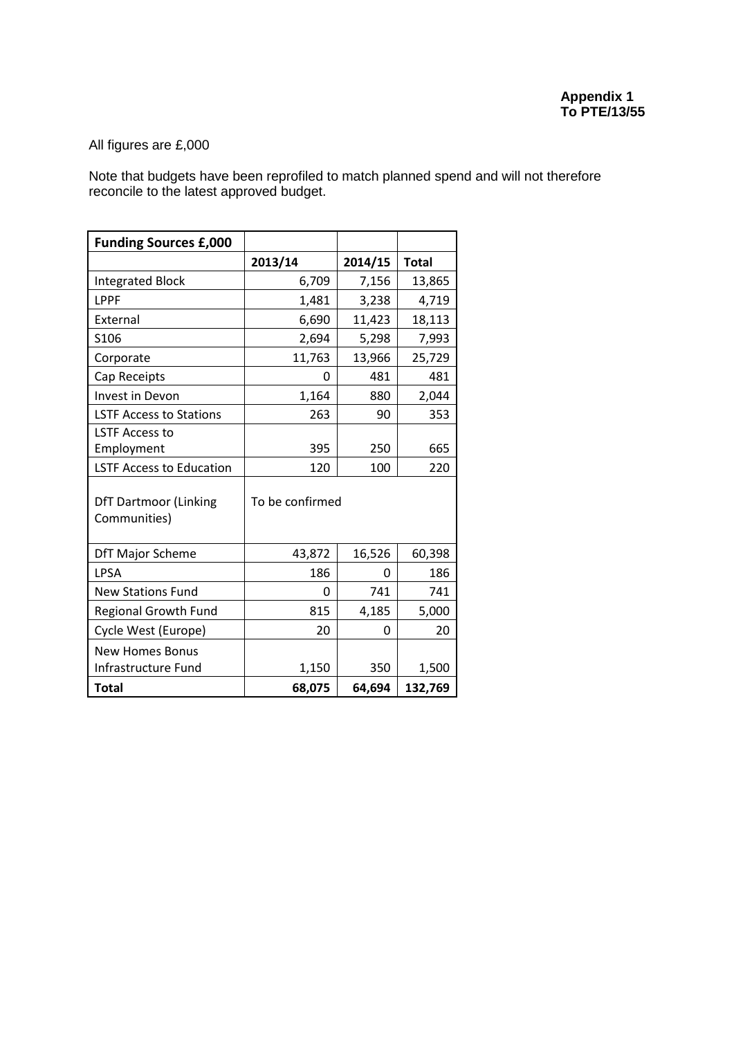**Appendix 1**
**To PTE/13/55**

All figures are £,000

Note that budgets have been reprofiled to match planned spend and will not therefore reconcile to the latest approved budget.

| **Funding Sources £,000** | | | |
|---|---|---|---|
| | **2013/14** | **2014/15** | **Total** |
| Integrated Block | 6,709 | 7,156 | 13,865 |
| LPPF | 1,481 | 3,238 | 4,719 |
| External | 6,690 | 11,423 | 18,113 |
| S106 | 2,694 | 5,298 | 7,993 |
| Corporate | 11,763 | 13,966 | 25,729 |
| Cap Receipts | 0 | 481 | 481 |
| Invest in Devon | 1,164 | 880 | 2,044 |
| LSTF Access to Stations | 263 | 90 | 353 |
| LSTF Access to Employment | 395 | 250 | 665 |
| LSTF Access to Education | 120 | 100 | 220 |
| DfT Dartmoor (Linking Communities) | To be confirmed | | |
| DfT Major Scheme | 43,872 | 16,526 | 60,398 |
| LPSA | 186 | 0 | 186 |
| New Stations Fund | 0 | 741 | 741 |
| Regional Growth Fund | 815 | 4,185 | 5,000 |
| Cycle West (Europe) | 20 | 0 | 20 |
| New Homes Bonus Infrastructure Fund | 1,150 | 350 | 1,500 |
| **Total** | **68,075** | **64,694** | **132,769** |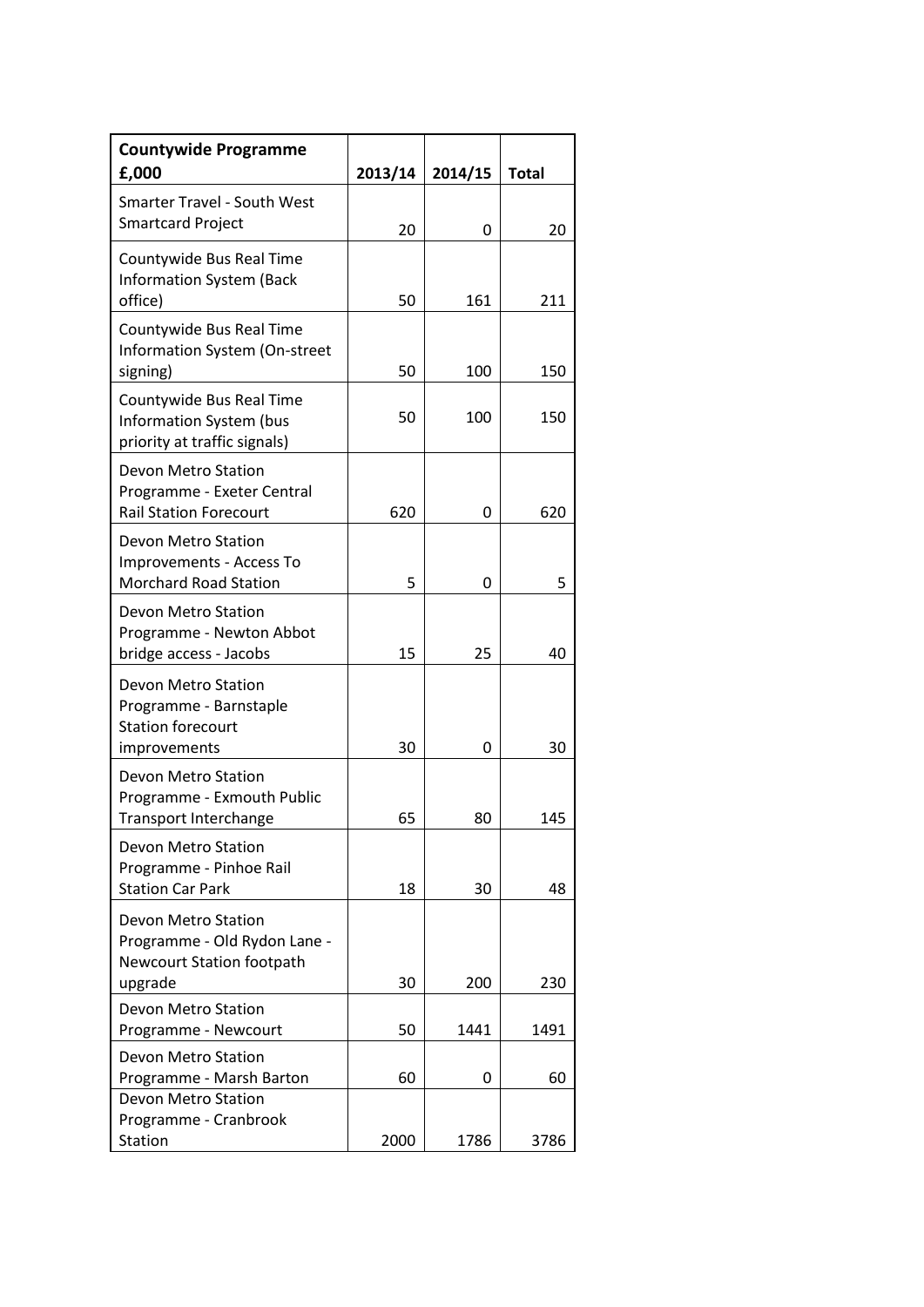| **Countywide Programme £,000** | **2013/14** | **2014/15** | **Total** |
|---|---|---|---|
| Smarter Travel - South West Smartcard Project | 20 | 0 | 20 |
| Countywide Bus Real Time Information System (Back office) | 50 | 161 | 211 |
| Countywide Bus Real Time Information System (On-street signing) | 50 | 100 | 150 |
| Countywide Bus Real Time Information System (bus priority at traffic signals) | 50 | 100 | 150 |
| Devon Metro Station Programme - Exeter Central Rail Station Forecourt | 620 | 0 | 620 |
| Devon Metro Station Improvements - Access To Morchard Road Station | 5 | 0 | 5 |
| Devon Metro Station Programme - Newton Abbot bridge access - Jacobs | 15 | 25 | 40 |
| Devon Metro Station Programme - Barnstaple Station forecourt improvements | 30 | 0 | 30 |
| Devon Metro Station Programme - Exmouth Public Transport Interchange | 65 | 80 | 145 |
| Devon Metro Station Programme - Pinhoe Rail Station Car Park | 18 | 30 | 48 |
| Devon Metro Station Programme - Old Rydon Lane - Newcourt Station footpath upgrade | 30 | 200 | 230 |
| Devon Metro Station Programme - Newcourt | 50 | 1441 | 1491 |
| Devon Metro Station Programme - Marsh Barton | 60 | 0 | 60 |
| Devon Metro Station Programme - Cranbrook Station | 2000 | 1786 | 3786 |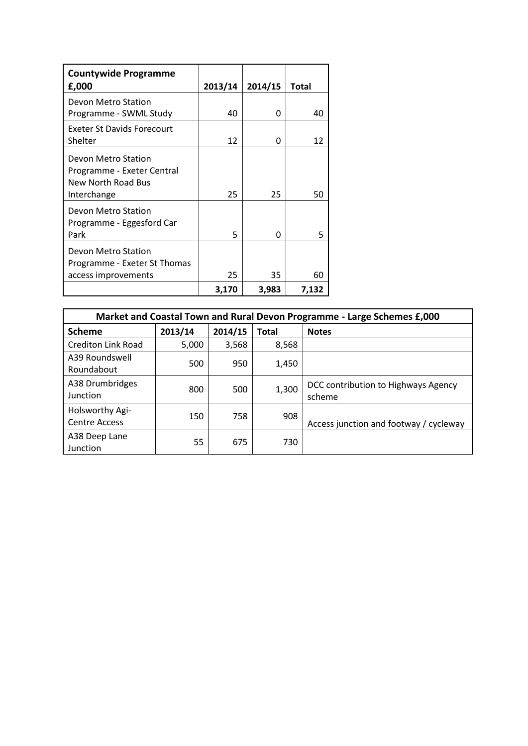| Countywide Programme £,000 | 2013/14 | 2014/15 | Total |
|---|---|---|---|
| Devon Metro Station Programme - SWML Study | 40 | 0 | 40 |
| Exeter St Davids Forecourt Shelter | 12 | 0 | 12 |
| Devon Metro Station Programme - Exeter Central New North Road Bus Interchange | 25 | 25 | 50 |
| Devon Metro Station Programme - Eggesford Car Park | 5 | 0 | 5 |
| Devon Metro Station Programme - Exeter St Thomas access improvements | 25 | 35 | 60 |
| | **3,170** | **3,983** | **7,132** |

| Market and Coastal Town and Rural Devon Programme - Large Schemes £,000 | | | | |
|---|---|---|---|---|
| **Scheme** | **2013/14** | **2014/15** | **Total** | **Notes** |
| Crediton Link Road | 5,000 | 3,568 | 8,568 | |
| A39 Roundswell Roundabout | 500 | 950 | 1,450 | |
| A38 Drumbridges Junction | 800 | 500 | 1,300 | DCC contribution to Highways Agency scheme |
| Holsworthy Agi-Centre Access | 150 | 758 | 908 | Access junction and footway / cycleway |
| A38 Deep Lane Junction | 55 | 675 | 730 | |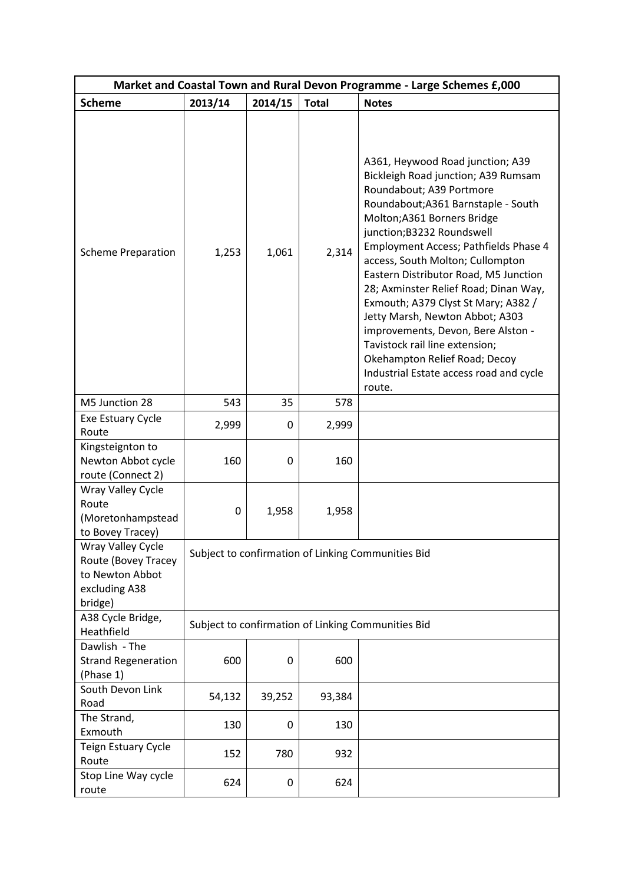| Market and Coastal Town and Rural Devon Programme - Large Schemes £,000 | | | | |
|---|---|---|---|---|
| **Scheme** | **2013/14** | **2014/15** | **Total** | **Notes** |
| Scheme Preparation | 1,253 | 1,061 | 2,314 | A361, Heywood Road junction; A39 Bickleigh Road junction; A39 Rumsam Roundabout; A39 Portmore Roundabout;A361 Barnstaple - South Molton;A361 Borners Bridge junction;B3232 Roundswell Employment Access; Pathfields Phase 4 access, South Molton; Cullompton Eastern Distributor Road, M5 Junction 28; Axminster Relief Road; Dinan Way, Exmouth; A379 Clyst St Mary; A382 / Jetty Marsh, Newton Abbot; A303 improvements, Devon, Bere Alston - Tavistock rail line extension; Okehampton Relief Road; Decoy Industrial Estate access road and cycle route. |
| M5 Junction 28 | 543 | 35 | 578 | |
| Exe Estuary Cycle Route | 2,999 | 0 | 2,999 | |
| Kingsteignton to Newton Abbot cycle route (Connect 2) | 160 | 0 | 160 | |
| Wray Valley Cycle Route (Moretonhampstead to Bovey Tracey) | 0 | 1,958 | 1,958 | |
| Wray Valley Cycle Route (Bovey Tracey to Newton Abbot excluding A38 bridge) | Subject to confirmation of Linking Communities Bid | | | |
| A38 Cycle Bridge, Heathfield | Subject to confirmation of Linking Communities Bid | | | |
| Dawlish - The Strand Regeneration (Phase 1) | 600 | 0 | 600 | |
| South Devon Link Road | 54,132 | 39,252 | 93,384 | |
| The Strand, Exmouth | 130 | 0 | 130 | |
| Teign Estuary Cycle Route | 152 | 780 | 932 | |
| Stop Line Way cycle route | 624 | 0 | 624 | |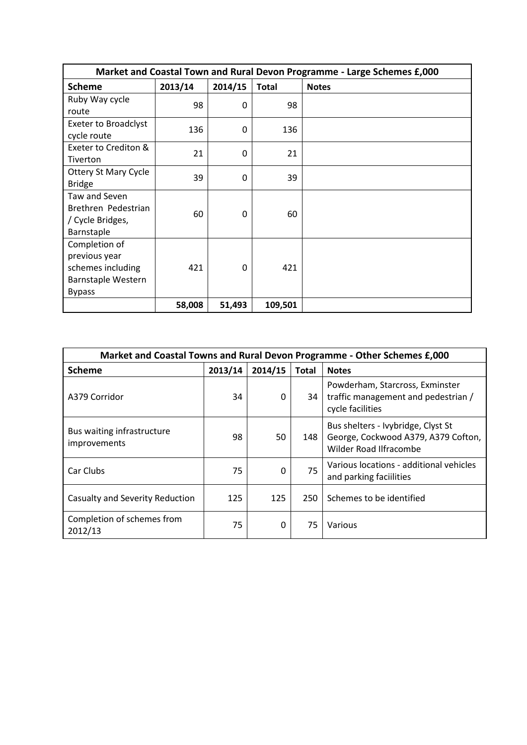| Market and Coastal Town and Rural Devon Programme - Large Schemes £,000 | | | | |
|---|---|---|---|---|
| **Scheme** | **2013/14** | **2014/15** | **Total** | **Notes** |
| Ruby Way cycle route | 98 | 0 | 98 | |
| Exeter to Broadclyst cycle route | 136 | 0 | 136 | |
| Exeter to Crediton & Tiverton | 21 | 0 | 21 | |
| Ottery St Mary Cycle Bridge | 39 | 0 | 39 | |
| Taw and Seven Brethren Pedestrian / Cycle Bridges, Barnstaple | 60 | 0 | 60 | |
| Completion of previous year schemes including Barnstaple Western Bypass | 421 | 0 | 421 | |
| | **58,008** | **51,493** | **109,501** | |

| Market and Coastal Towns and Rural Devon Programme - Other Schemes £,000 | | | | |
|---|---|---|---|---|
| **Scheme** | **2013/14** | **2014/15** | **Total** | **Notes** |
| A379 Corridor | 34 | 0 | 34 | Powderham, Starcross, Exminster traffic management and pedestrian / cycle facilities |
| Bus waiting infrastructure improvements | 98 | 50 | 148 | Bus shelters - Ivybridge, Clyst St George, Cockwood A379, A379 Cofton, Wilder Road Ilfracombe |
| Car Clubs | 75 | 0 | 75 | Various locations - additional vehicles and parking faciilities |
| Casualty and Severity Reduction | 125 | 125 | 250 | Schemes to be identified |
| Completion of schemes from 2012/13 | 75 | 0 | 75 | Various |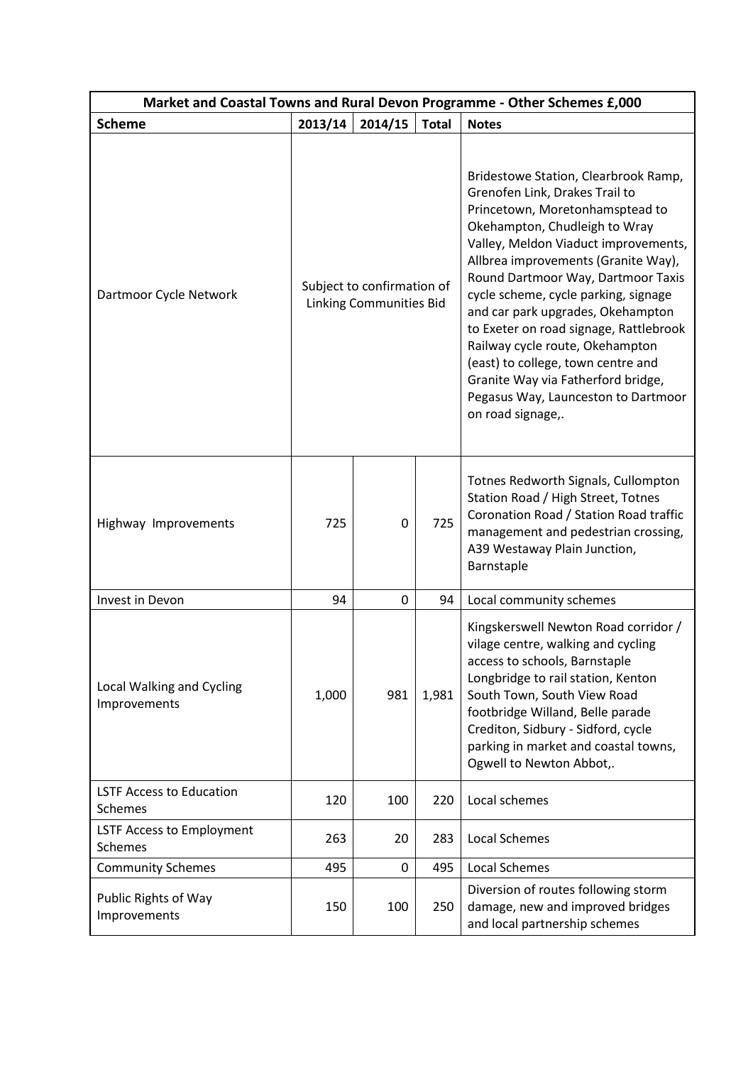| Market and Coastal Towns and Rural Devon Programme - Other Schemes £,000 | | | | |
|---|---|---|---|---|
| **Scheme** | **2013/14** | **2014/15** | **Total** | **Notes** |
| Dartmoor Cycle Network | Subject to confirmation of Linking Communities Bid | | | Bridestowe Station, Clearbrook Ramp, Grenofen Link, Drakes Trail to Princetown, Moretonhamsptead to Okehampton, Chudleigh to Wray Valley, Meldon Viaduct improvements, Allbrea improvements (Granite Way), Round Dartmoor Way, Dartmoor Taxis cycle scheme, cycle parking, signage and car park upgrades, Okehampton to Exeter on road signage, Rattlebrook Railway cycle route, Okehampton (east) to college, town centre and Granite Way via Fatherford bridge, Pegasus Way, Launceston to Dartmoor on road signage,. |
| Highway Improvements | 725 | 0 | 725 | Totnes Redworth Signals, Cullompton Station Road / High Street, Totnes Coronation Road / Station Road traffic management and pedestrian crossing, A39 Westaway Plain Junction, Barnstaple |
| Invest in Devon | 94 | 0 | 94 | Local community schemes |
| Local Walking and Cycling Improvements | 1,000 | 981 | 1,981 | Kingskerswell Newton Road corridor / vilage centre, walking and cycling access to schools, Barnstaple Longbridge to rail station, Kenton South Town, South View Road footbridge Willand, Belle parade Crediton, Sidbury - Sidford, cycle parking in market and coastal towns, Ogwell to Newton Abbot,. |
| LSTF Access to Education Schemes | 120 | 100 | 220 | Local schemes |
| LSTF Access to Employment Schemes | 263 | 20 | 283 | Local Schemes |
| Community Schemes | 495 | 0 | 495 | Local Schemes |
| Public Rights of Way Improvements | 150 | 100 | 250 | Diversion of routes following storm damage, new and improved bridges and local partnership schemes |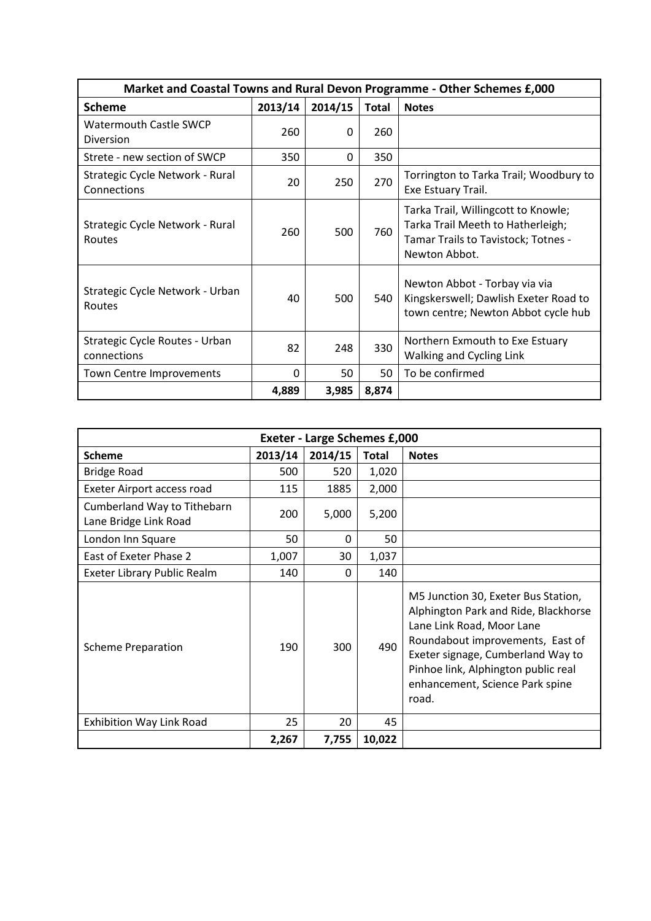| Market and Coastal Towns and Rural Devon Programme - Other Schemes £,000 | | | | |
|---|---|---|---|---|
| **Scheme** | **2013/14** | **2014/15** | **Total** | **Notes** |
| Watermouth Castle SWCP Diversion | 260 | 0 | 260 | |
| Strete - new section of SWCP | 350 | 0 | 350 | |
| Strategic Cycle Network - Rural Connections | 20 | 250 | 270 | Torrington to Tarka Trail; Woodbury to Exe Estuary Trail. |
| Strategic Cycle Network - Rural Routes | 260 | 500 | 760 | Tarka Trail, Willingcott to Knowle; Tarka Trail Meeth to Hatherleigh; Tamar Trails to Tavistock; Totnes - Newton Abbot. |
| Strategic Cycle Network - Urban Routes | 40 | 500 | 540 | Newton Abbot - Torbay via via Kingskerswell; Dawlish Exeter Road to town centre; Newton Abbot cycle hub |
| Strategic Cycle Routes - Urban connections | 82 | 248 | 330 | Northern Exmouth to Exe Estuary Walking and Cycling Link |
| Town Centre Improvements | 0 | 50 | 50 | To be confirmed |
| | **4,889** | **3,985** | **8,874** | |

| Exeter - Large Schemes £,000 | | | | |
|---|---|---|---|---|
| **Scheme** | **2013/14** | **2014/15** | **Total** | **Notes** |
| Bridge Road | 500 | 520 | 1,020 | |
| Exeter Airport access road | 115 | 1885 | 2,000 | |
| Cumberland Way to Tithebarn Lane Bridge Link Road | 200 | 5,000 | 5,200 | |
| London Inn Square | 50 | 0 | 50 | |
| East of Exeter Phase 2 | 1,007 | 30 | 1,037 | |
| Exeter Library Public Realm | 140 | 0 | 140 | |
| Scheme Preparation | 190 | 300 | 490 | M5 Junction 30, Exeter Bus Station, Alphington Park and Ride, Blackhorse Lane Link Road, Moor Lane Roundabout improvements, East of Exeter signage, Cumberland Way to Pinhoe link, Alphington public real enhancement, Science Park spine road. |
| Exhibition Way Link Road | 25 | 20 | 45 | |
| | **2,267** | **7,755** | **10,022** | |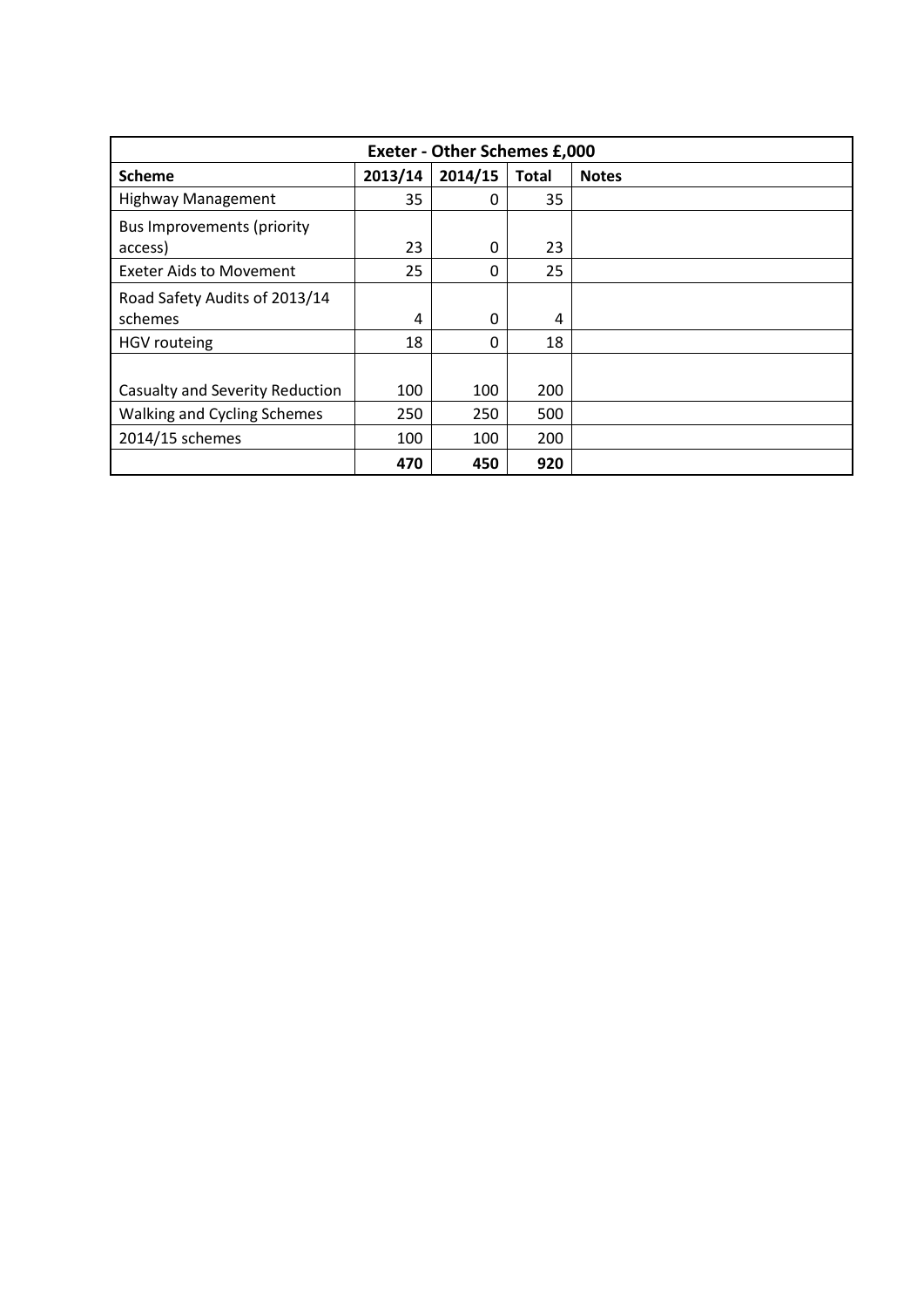| Exeter - Other Schemes £,000 | | | | |
|---|---|---|---|---|
| **Scheme** | **2013/14** | **2014/15** | **Total** | **Notes** |
| Highway Management | 35 | 0 | 35 | |
| Bus Improvements (priority access) | 23 | 0 | 23 | |
| Exeter Aids to Movement | 25 | 0 | 25 | |
| Road Safety Audits of 2013/14 schemes | 4 | 0 | 4 | |
| HGV routeing | 18 | 0 | 18 | |
| Casualty and Severity Reduction | 100 | 100 | 200 | |
| Walking and Cycling Schemes | 250 | 250 | 500 | |
| 2014/15 schemes | 100 | 100 | 200 | |
| | **470** | **450** | **920** | |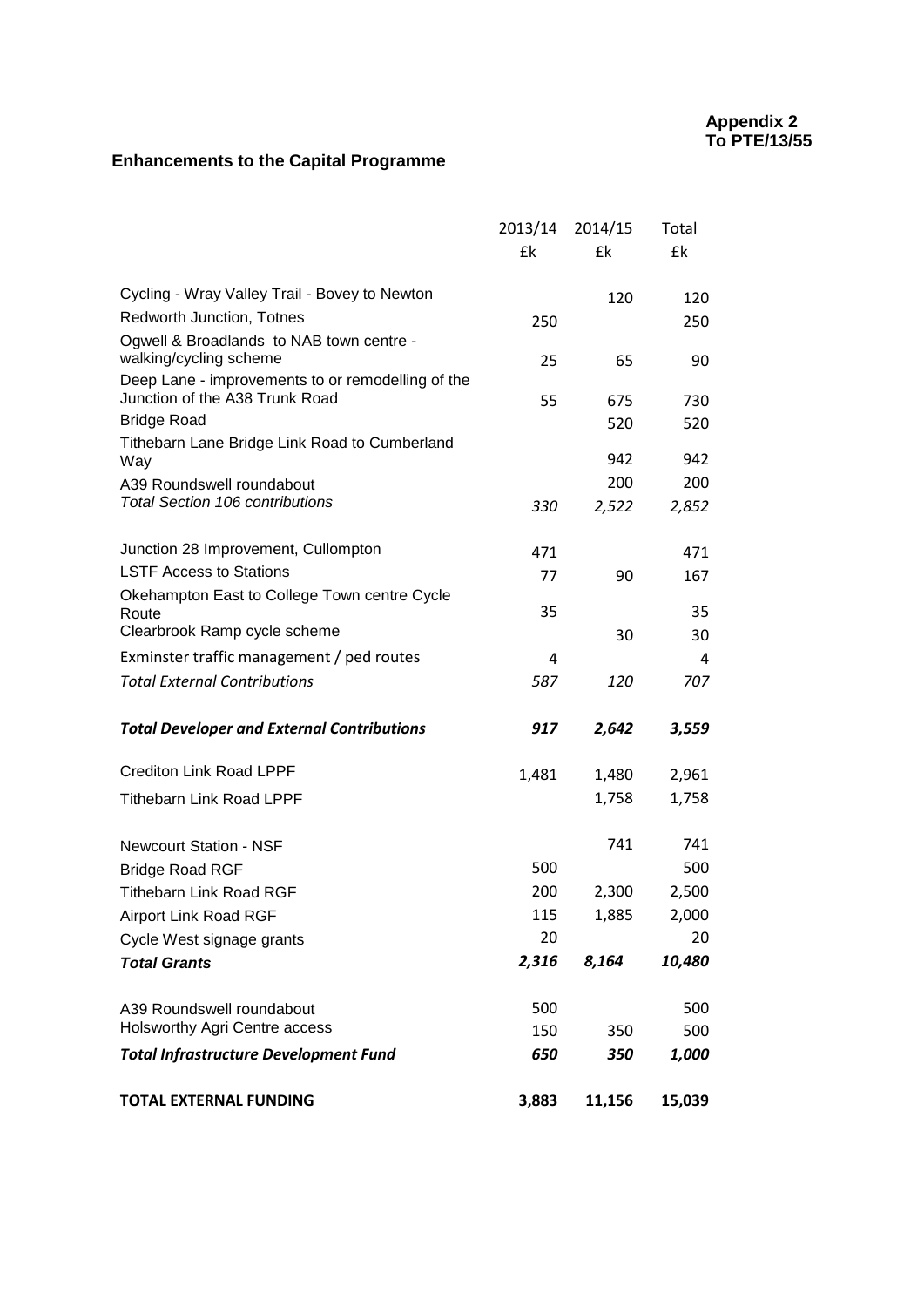**Appendix 2**
**To PTE/13/55**

## Enhancements to the Capital Programme

| | 2013/14 £k | 2014/15 £k | Total £k |
|---|---|---|---|
| Cycling - Wray Valley Trail - Bovey to Newton | | 120 | 120 |
| Redworth Junction, Totnes | 250 | | 250 |
| Ogwell & Broadlands to NAB town centre - walking/cycling scheme | 25 | 65 | 90 |
| Deep Lane - improvements to or remodelling of the Junction of the A38 Trunk Road | 55 | 675 | 730 |
| Bridge Road | | 520 | 520 |
| Tithebarn Lane Bridge Link Road to Cumberland Way | | 942 | 942 |
| A39 Roundswell roundabout | | 200 | 200 |
| *Total Section 106 contributions* | *330* | *2,522* | *2,852* |
| | | | |
| Junction 28 Improvement, Cullompton | 471 | | 471 |
| LSTF Access to Stations | 77 | 90 | 167 |
| Okehampton East to College Town centre Cycle Route | 35 | | 35 |
| Clearbrook Ramp cycle scheme | | 30 | 30 |
| Exminster traffic management / ped routes | 4 | | 4 |
| *Total External Contributions* | *587* | *120* | *707* |
| | | | |
| ***Total Developer and External Contributions*** | ***917*** | ***2,642*** | ***3,559*** |
| | | | |
| Crediton Link Road LPPF | 1,481 | 1,480 | 2,961 |
| Tithebarn Link Road LPPF | | 1,758 | 1,758 |
| | | | |
| Newcourt Station - NSF | | 741 | 741 |
| Bridge Road RGF | 500 | | 500 |
| Tithebarn Link Road RGF | 200 | 2,300 | 2,500 |
| Airport Link Road RGF | 115 | 1,885 | 2,000 |
| Cycle West signage grants | 20 | | 20 |
| ***Total Grants*** | ***2,316*** | ***8,164*** | ***10,480*** |
| | | | |
| A39 Roundswell roundabout | 500 | | 500 |
| Holsworthy Agri Centre access | 150 | 350 | 500 |
| ***Total Infrastructure Development Fund*** | ***650*** | ***350*** | ***1,000*** |
| | | | |
| **TOTAL EXTERNAL FUNDING** | **3,883** | **11,156** | **15,039** |